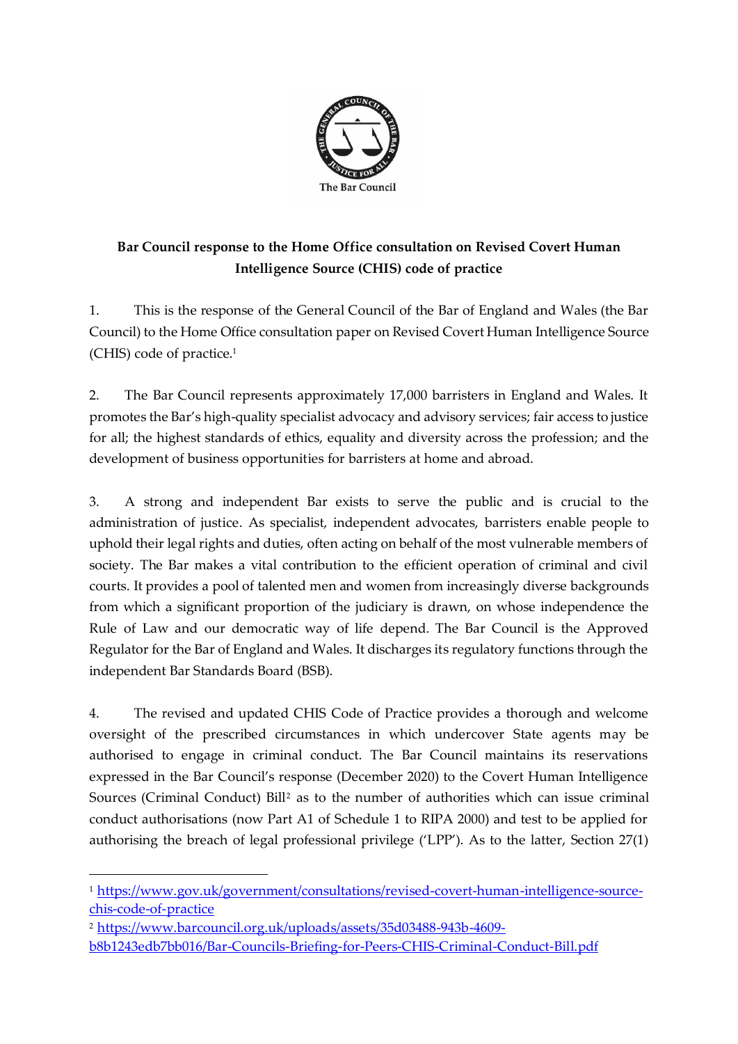**Bar Council response to the Home Office consultation on Revised Covert Human Intelligence Source (CHIS) code of practice**

1. This is the response of the General Council of the Bar of England and Wales (the Bar Council) to the Home Office consultation paper on Revised Covert Human Intelligence Source (CHIS) code of practice.[1]

2. The Bar Council represents approximately 17,000 barristers in England and Wales. It promotes the Bar's high-quality specialist advocacy and advisory services; fair access to justice for all; the highest standards of ethics, equality and diversity across the profession; and the development of business opportunities for barristers at home and abroad.

3. A strong and independent Bar exists to serve the public and is crucial to the administration of justice. As specialist, independent advocates, barristers enable people to uphold their legal rights and duties, often acting on behalf of the most vulnerable members of society. The Bar makes a vital contribution to the efficient operation of criminal and civil courts. It provides a pool of talented men and women from increasingly diverse backgrounds from which a significant proportion of the judiciary is drawn, on whose independence the Rule of Law and our democratic way of life depend. The Bar Council is the Approved Regulator for the Bar of England and Wales. It discharges its regulatory functions through the independent Bar Standards Board (BSB).

4. The revised and updated CHIS Code of Practice provides a thorough and welcome oversight of the prescribed circumstances in which undercover State agents may be authorised to engage in criminal conduct. The Bar Council maintains its reservations expressed in the Bar Council's response (December 2020) to the Covert Human Intelligence Sources (Criminal Conduct) Bill[2] as to the number of authorities which can issue criminal conduct authorisations (now Part A1 of Schedule 1 to RIPA 2000) and test to be applied for authorising the breach of legal professional privilege ('LPP'). As to the latter, Section 27(1)

---

[1] https://www.gov.uk/government/consultations/revised-covert-human-intelligence-source-chis-code-of-practice

[2] https://www.barcouncil.org.uk/uploads/assets/35d03488-943b-4609-b8b1243edb7bb016/Bar-Councils-Briefing-for-Peers-CHIS-Criminal-Conduct-Bill.pdf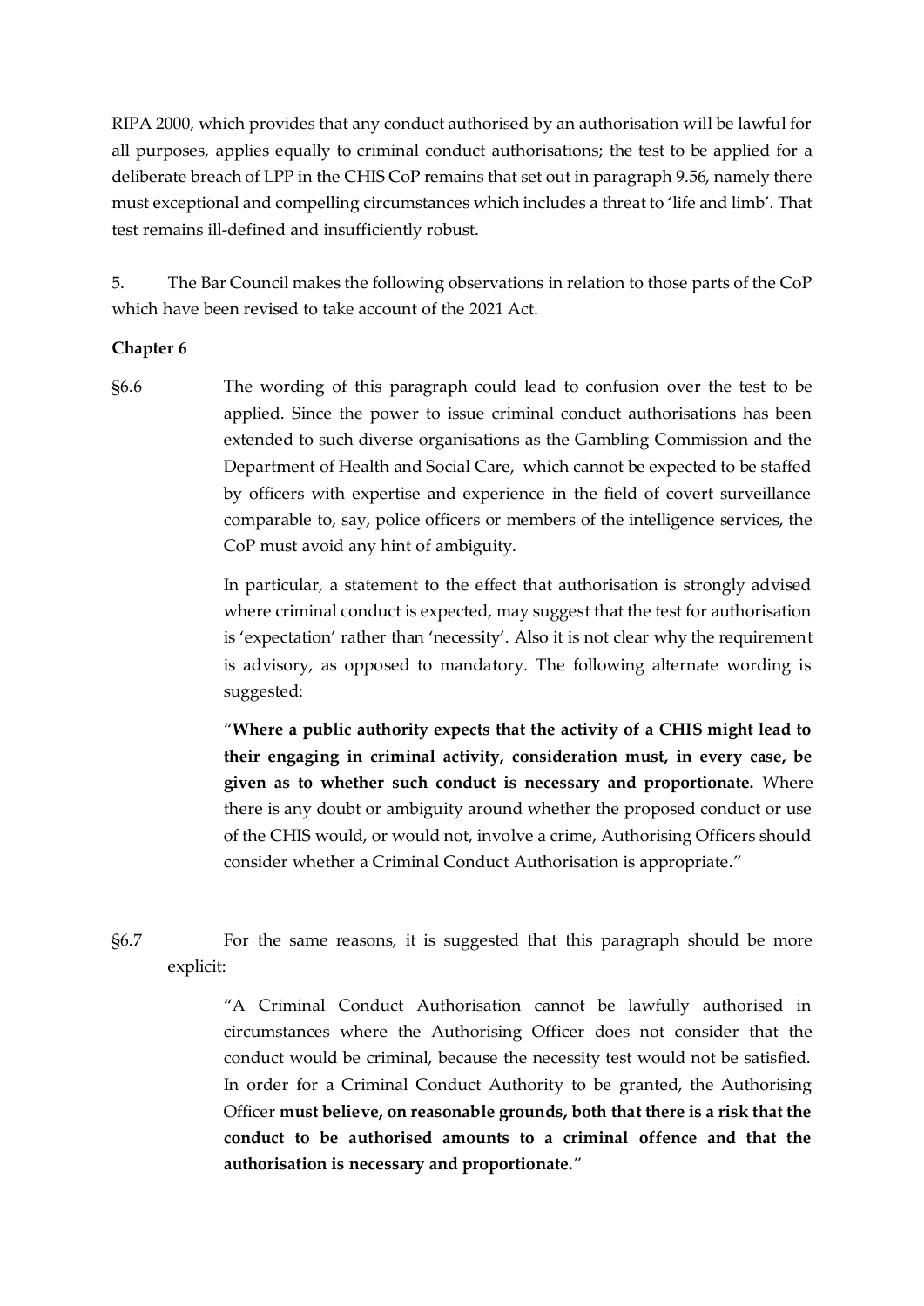RIPA 2000, which provides that any conduct authorised by an authorisation will be lawful for all purposes, applies equally to criminal conduct authorisations; the test to be applied for a deliberate breach of LPP in the CHIS CoP remains that set out in paragraph 9.56, namely there must exceptional and compelling circumstances which includes a threat to 'life and limb'. That test remains ill-defined and insufficiently robust.

5. The Bar Council makes the following observations in relation to those parts of the CoP which have been revised to take account of the 2021 Act.

**Chapter 6**

§6.6 The wording of this paragraph could lead to confusion over the test to be applied. Since the power to issue criminal conduct authorisations has been extended to such diverse organisations as the Gambling Commission and the Department of Health and Social Care, which cannot be expected to be staffed by officers with expertise and experience in the field of covert surveillance comparable to, say, police officers or members of the intelligence services, the CoP must avoid any hint of ambiguity.

In particular, a statement to the effect that authorisation is strongly advised where criminal conduct is expected, may suggest that the test for authorisation is 'expectation' rather than 'necessity'. Also it is not clear why the requirement is advisory, as opposed to mandatory. The following alternate wording is suggested:

"**Where a public authority expects that the activity of a CHIS might lead to their engaging in criminal activity, consideration must, in every case, be given as to whether such conduct is necessary and proportionate.** Where there is any doubt or ambiguity around whether the proposed conduct or use of the CHIS would, or would not, involve a crime, Authorising Officers should consider whether a Criminal Conduct Authorisation is appropriate."

§6.7 For the same reasons, it is suggested that this paragraph should be more explicit:

"A Criminal Conduct Authorisation cannot be lawfully authorised in circumstances where the Authorising Officer does not consider that the conduct would be criminal, because the necessity test would not be satisfied. In order for a Criminal Conduct Authority to be granted, the Authorising Officer **must believe, on reasonable grounds, both that there is a risk that the conduct to be authorised amounts to a criminal offence and that the authorisation is necessary and proportionate.**"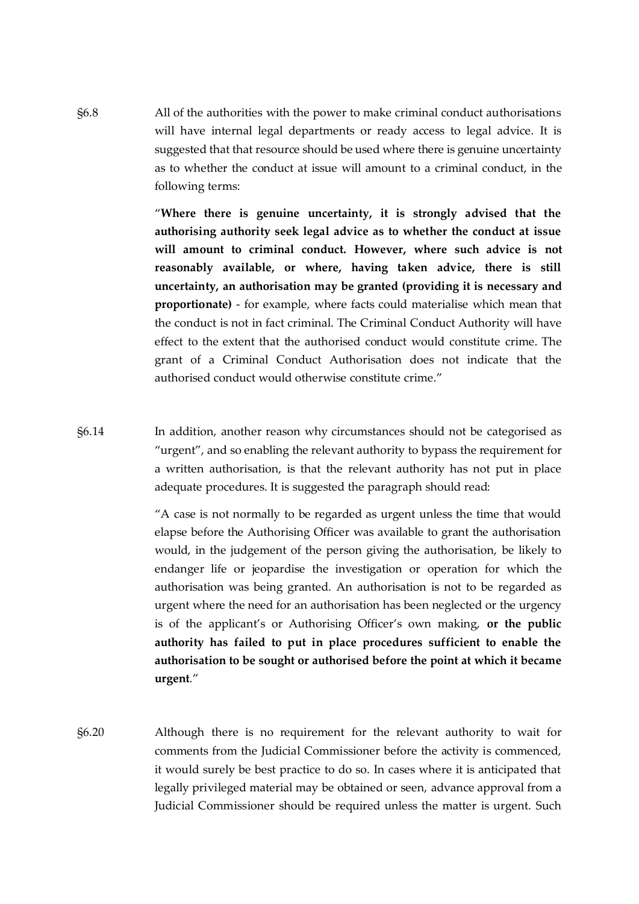§6.8 All of the authorities with the power to make criminal conduct authorisations will have internal legal departments or ready access to legal advice. It is suggested that that resource should be used where there is genuine uncertainty as to whether the conduct at issue will amount to a criminal conduct, in the following terms:

> "**Where there is genuine uncertainty, it is strongly advised that the authorising authority seek legal advice as to whether the conduct at issue will amount to criminal conduct. However, where such advice is not reasonably available, or where, having taken advice, there is still uncertainty, an authorisation may be granted (providing it is necessary and proportionate)** - for example, where facts could materialise which mean that the conduct is not in fact criminal. The Criminal Conduct Authority will have effect to the extent that the authorised conduct would constitute crime. The grant of a Criminal Conduct Authorisation does not indicate that the authorised conduct would otherwise constitute crime."

§6.14 In addition, another reason why circumstances should not be categorised as "urgent", and so enabling the relevant authority to bypass the requirement for a written authorisation, is that the relevant authority has not put in place adequate procedures. It is suggested the paragraph should read:

> "A case is not normally to be regarded as urgent unless the time that would elapse before the Authorising Officer was available to grant the authorisation would, in the judgement of the person giving the authorisation, be likely to endanger life or jeopardise the investigation or operation for which the authorisation was being granted. An authorisation is not to be regarded as urgent where the need for an authorisation has been neglected or the urgency is of the applicant's or Authorising Officer's own making, **or the public authority has failed to put in place procedures sufficient to enable the authorisation to be sought or authorised before the point at which it became urgent**."

§6.20 Although there is no requirement for the relevant authority to wait for comments from the Judicial Commissioner before the activity is commenced, it would surely be best practice to do so. In cases where it is anticipated that legally privileged material may be obtained or seen, advance approval from a Judicial Commissioner should be required unless the matter is urgent. Such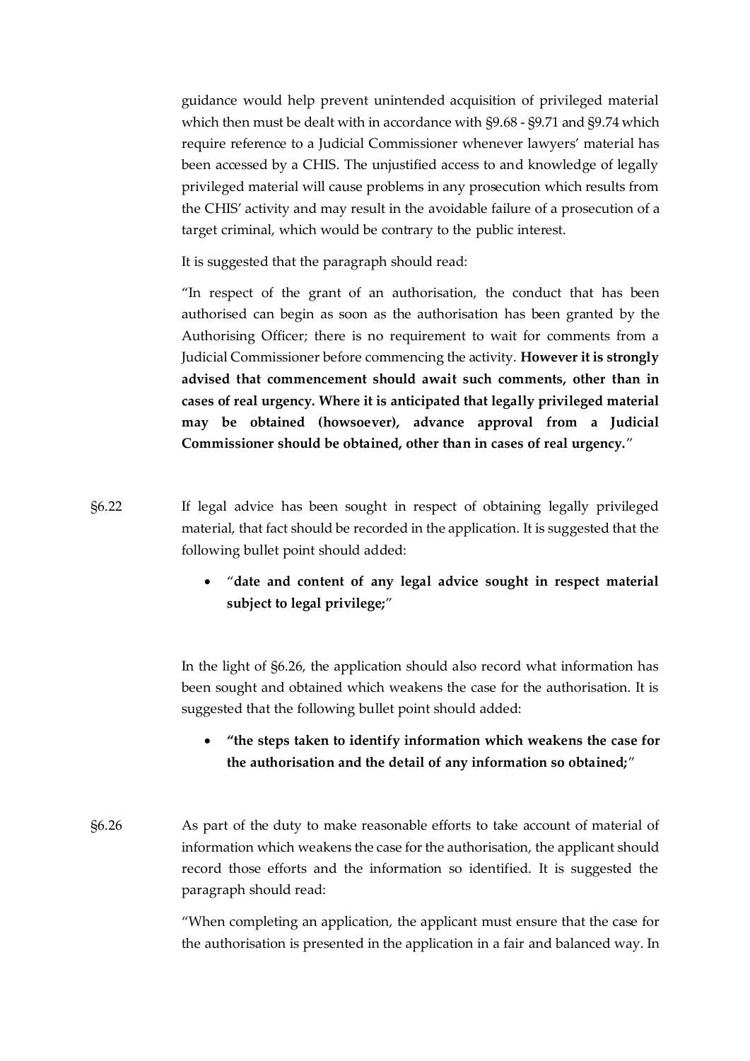guidance would help prevent unintended acquisition of privileged material which then must be dealt with in accordance with §9.68 - §9.71 and §9.74 which require reference to a Judicial Commissioner whenever lawyers' material has been accessed by a CHIS. The unjustified access to and knowledge of legally privileged material will cause problems in any prosecution which results from the CHIS' activity and may result in the avoidable failure of a prosecution of a target criminal, which would be contrary to the public interest.

It is suggested that the paragraph should read:

"In respect of the grant of an authorisation, the conduct that has been authorised can begin as soon as the authorisation has been granted by the Authorising Officer; there is no requirement to wait for comments from a Judicial Commissioner before commencing the activity. **However it is strongly advised that commencement should await such comments, other than in cases of real urgency. Where it is anticipated that legally privileged material may be obtained (howsoever), advance approval from a Judicial Commissioner should be obtained, other than in cases of real urgency.**"

§6.22 If legal advice has been sought in respect of obtaining legally privileged material, that fact should be recorded in the application. It is suggested that the following bullet point should added:

- "**date and content of any legal advice sought in respect material subject to legal privilege;**"

In the light of §6.26, the application should also record what information has been sought and obtained which weakens the case for the authorisation. It is suggested that the following bullet point should added:

- **"the steps taken to identify information which weakens the case for the authorisation and the detail of any information so obtained;**"

§6.26 As part of the duty to make reasonable efforts to take account of material of information which weakens the case for the authorisation, the applicant should record those efforts and the information so identified. It is suggested the paragraph should read:

"When completing an application, the applicant must ensure that the case for the authorisation is presented in the application in a fair and balanced way. In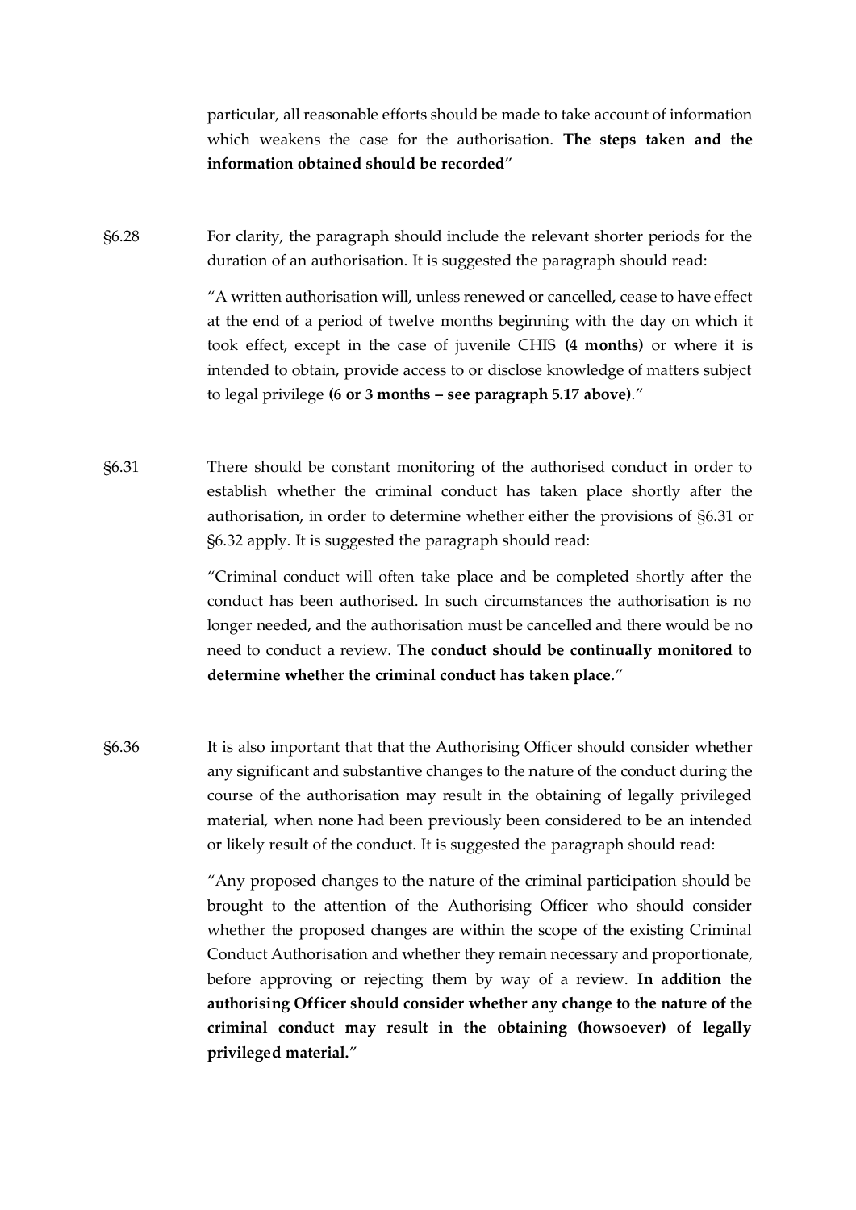particular, all reasonable efforts should be made to take account of information which weakens the case for the authorisation. **The steps taken and the information obtained should be recorded**"

§6.28 For clarity, the paragraph should include the relevant shorter periods for the duration of an authorisation. It is suggested the paragraph should read:

> "A written authorisation will, unless renewed or cancelled, cease to have effect at the end of a period of twelve months beginning with the day on which it took effect, except in the case of juvenile CHIS **(4 months)** or where it is intended to obtain, provide access to or disclose knowledge of matters subject to legal privilege **(6 or 3 months – see paragraph 5.17 above)**."

§6.31 There should be constant monitoring of the authorised conduct in order to establish whether the criminal conduct has taken place shortly after the authorisation, in order to determine whether either the provisions of §6.31 or §6.32 apply. It is suggested the paragraph should read:

> "Criminal conduct will often take place and be completed shortly after the conduct has been authorised. In such circumstances the authorisation is no longer needed, and the authorisation must be cancelled and there would be no need to conduct a review. **The conduct should be continually monitored to determine whether the criminal conduct has taken place.**"

§6.36 It is also important that that the Authorising Officer should consider whether any significant and substantive changes to the nature of the conduct during the course of the authorisation may result in the obtaining of legally privileged material, when none had been previously been considered to be an intended or likely result of the conduct. It is suggested the paragraph should read:

> "Any proposed changes to the nature of the criminal participation should be brought to the attention of the Authorising Officer who should consider whether the proposed changes are within the scope of the existing Criminal Conduct Authorisation and whether they remain necessary and proportionate, before approving or rejecting them by way of a review. **In addition the authorising Officer should consider whether any change to the nature of the criminal conduct may result in the obtaining (howsoever) of legally privileged material.**"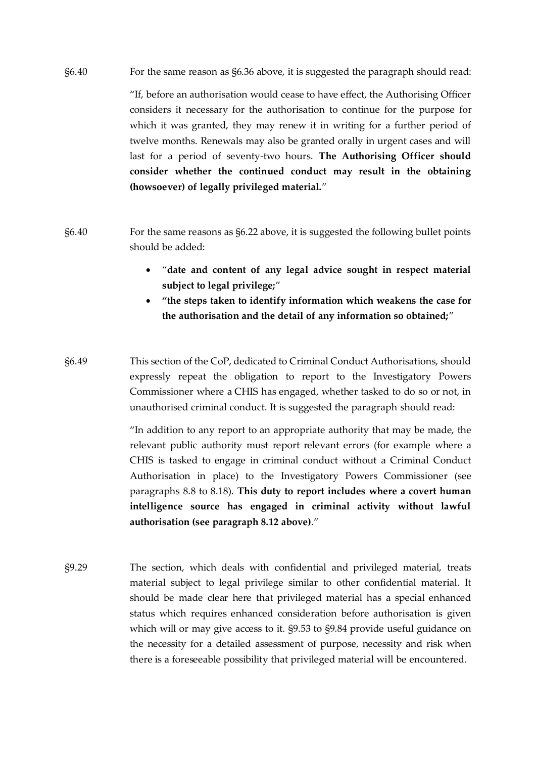§6.40 For the same reason as §6.36 above, it is suggested the paragraph should read:

> "If, before an authorisation would cease to have effect, the Authorising Officer considers it necessary for the authorisation to continue for the purpose for which it was granted, they may renew it in writing for a further period of twelve months. Renewals may also be granted orally in urgent cases and will last for a period of seventy-two hours. **The Authorising Officer should consider whether the continued conduct may result in the obtaining (howsoever) of legally privileged material.**"

§6.40 For the same reasons as §6.22 above, it is suggested the following bullet points should be added:

- "**date and content of any legal advice sought in respect material subject to legal privilege;**"
- **"the steps taken to identify information which weakens the case for the authorisation and the detail of any information so obtained;**"

§6.49 This section of the CoP, dedicated to Criminal Conduct Authorisations, should expressly repeat the obligation to report to the Investigatory Powers Commissioner where a CHIS has engaged, whether tasked to do so or not, in unauthorised criminal conduct. It is suggested the paragraph should read:

> "In addition to any report to an appropriate authority that may be made, the relevant public authority must report relevant errors (for example where a CHIS is tasked to engage in criminal conduct without a Criminal Conduct Authorisation in place) to the Investigatory Powers Commissioner (see paragraphs 8.8 to 8.18). **This duty to report includes where a covert human intelligence source has engaged in criminal activity without lawful authorisation (see paragraph 8.12 above)**."

§9.29 The section, which deals with confidential and privileged material, treats material subject to legal privilege similar to other confidential material. It should be made clear here that privileged material has a special enhanced status which requires enhanced consideration before authorisation is given which will or may give access to it. §9.53 to §9.84 provide useful guidance on the necessity for a detailed assessment of purpose, necessity and risk when there is a foreseeable possibility that privileged material will be encountered.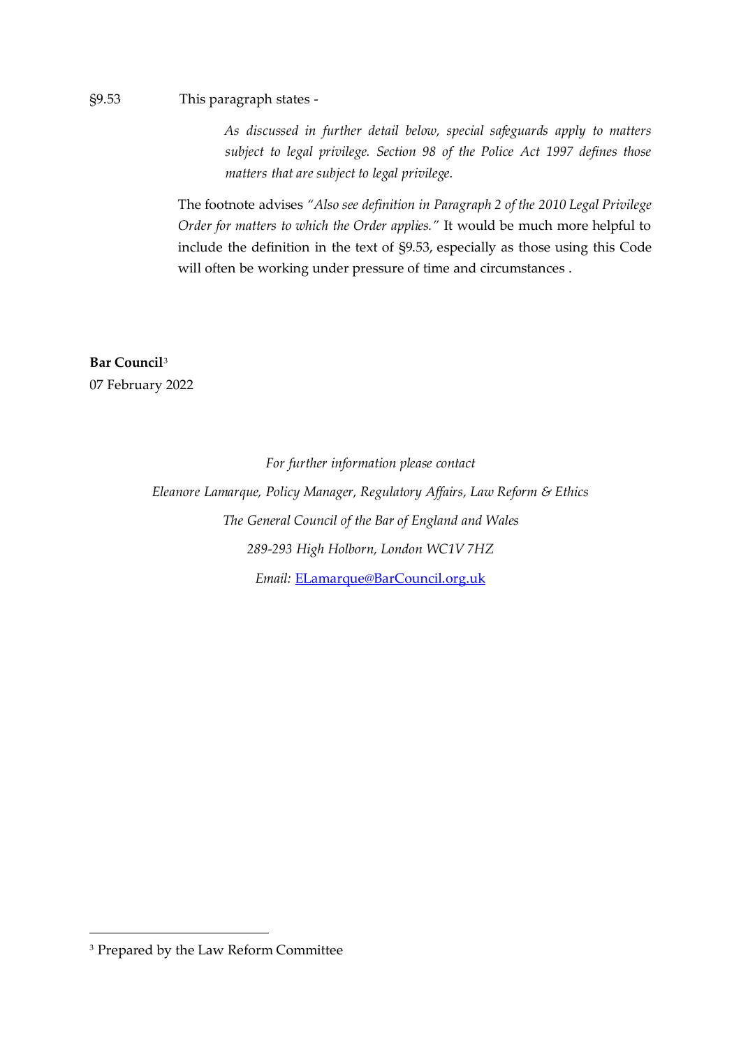§9.53 This paragraph states -

> *As discussed in further detail below, special safeguards apply to matters subject to legal privilege. Section 98 of the Police Act 1997 defines those matters that are subject to legal privilege.*

The footnote advises *"Also see definition in Paragraph 2 of the 2010 Legal Privilege Order for matters to which the Order applies."* It would be much more helpful to include the definition in the text of §9.53, especially as those using this Code will often be working under pressure of time and circumstances .

**Bar Council**[3]
07 February 2022

*For further information please contact*
*Eleanore Lamarque, Policy Manager, Regulatory Affairs, Law Reform & Ethics*
*The General Council of the Bar of England and Wales*
*289-293 High Holborn, London WC1V 7HZ*
*Email:* ELamarque@BarCouncil.org.uk

[3] Prepared by the Law Reform Committee